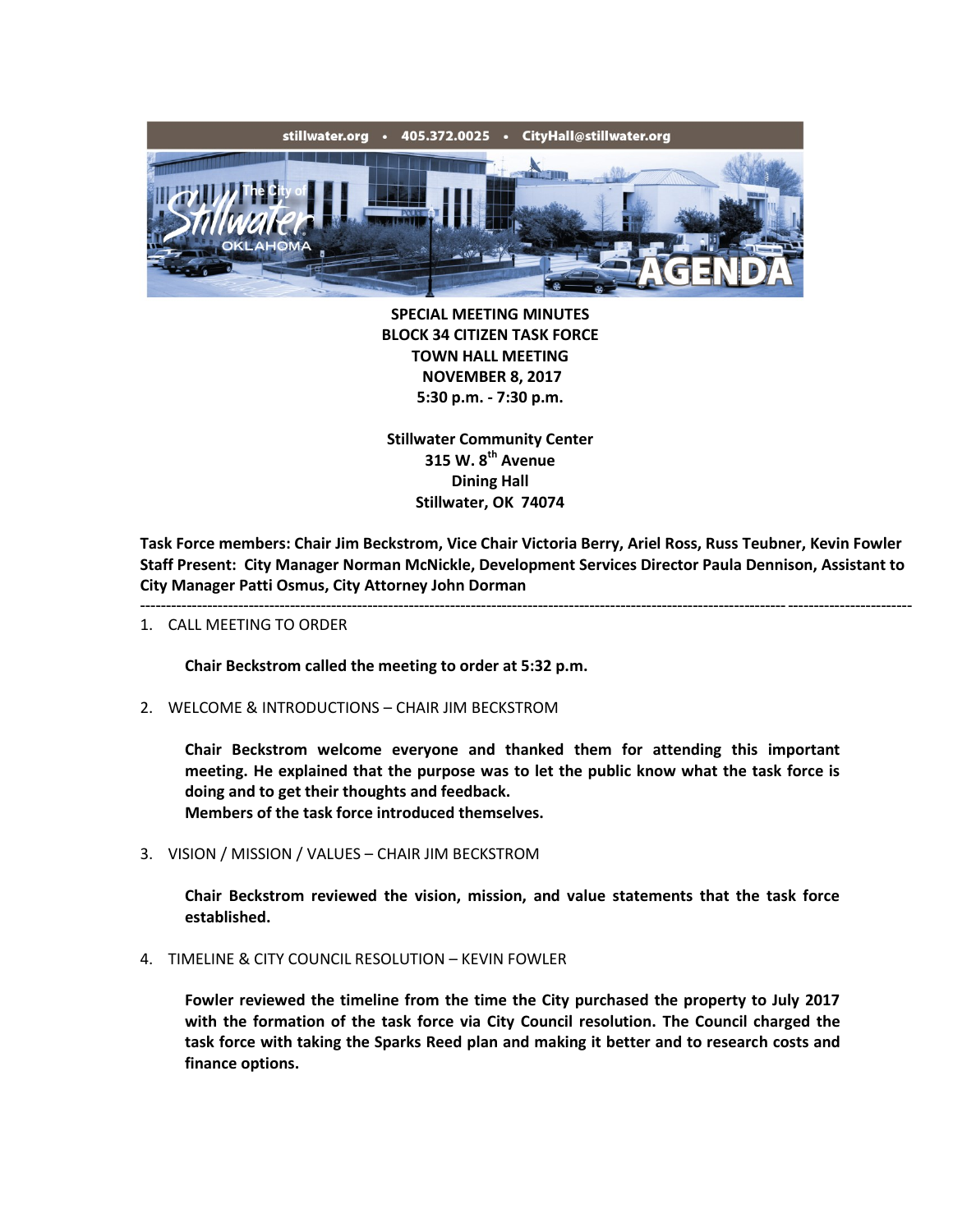stillwater.org • 405.372.0025 • CityHall@stillwater.org

**SPECIAL MEETING MINUTES**
**BLOCK 34 CITIZEN TASK FORCE**
**TOWN HALL MEETING**
**NOVEMBER 8, 2017**
**5:30 p.m. - 7:30 p.m.**

**Stillwater Community Center**
**315 W. 8th Avenue**
**Dining Hall**
**Stillwater, OK 74074**

**Task Force members: Chair Jim Beckstrom, Vice Chair Victoria Berry, Ariel Ross, Russ Teubner, Kevin Fowler**
**Staff Present: City Manager Norman McNickle, Development Services Director Paula Dennison, Assistant to City Manager Patti Osmus, City Attorney John Dorman**

---

1. CALL MEETING TO ORDER

   **Chair Beckstrom called the meeting to order at 5:32 p.m.**

2. WELCOME & INTRODUCTIONS – CHAIR JIM BECKSTROM

   **Chair Beckstrom welcome everyone and thanked them for attending this important meeting. He explained that the purpose was to let the public know what the task force is doing and to get their thoughts and feedback.**
   **Members of the task force introduced themselves.**

3. VISION / MISSION / VALUES – CHAIR JIM BECKSTROM

   **Chair Beckstrom reviewed the vision, mission, and value statements that the task force established.**

4. TIMELINE & CITY COUNCIL RESOLUTION – KEVIN FOWLER

   **Fowler reviewed the timeline from the time the City purchased the property to July 2017 with the formation of the task force via City Council resolution. The Council charged the task force with taking the Sparks Reed plan and making it better and to research costs and finance options.**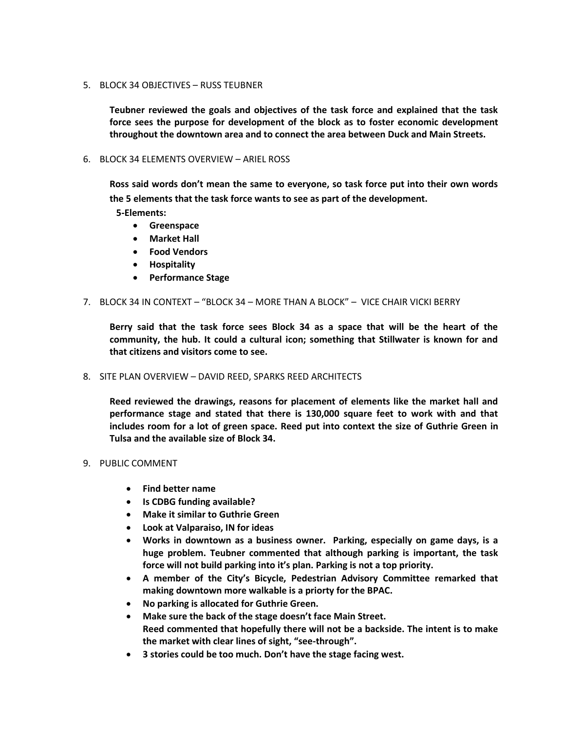5. BLOCK 34 OBJECTIVES – RUSS TEUBNER

   **Teubner reviewed the goals and objectives of the task force and explained that the task force sees the purpose for development of the block as to foster economic development throughout the downtown area and to connect the area between Duck and Main Streets.**

6. BLOCK 34 ELEMENTS OVERVIEW – ARIEL ROSS

   **Ross said words don't mean the same to everyone, so task force put into their own words the 5 elements that the task force wants to see as part of the development.**

   **5-Elements:**

   - **Greenspace**
   - **Market Hall**
   - **Food Vendors**
   - **Hospitality**
   - **Performance Stage**

7. BLOCK 34 IN CONTEXT – "BLOCK 34 – MORE THAN A BLOCK" – VICE CHAIR VICKI BERRY

   **Berry said that the task force sees Block 34 as a space that will be the heart of the community, the hub. It could a cultural icon; something that Stillwater is known for and that citizens and visitors come to see.**

8. SITE PLAN OVERVIEW – DAVID REED, SPARKS REED ARCHITECTS

   **Reed reviewed the drawings, reasons for placement of elements like the market hall and performance stage and stated that there is 130,000 square feet to work with and that includes room for a lot of green space. Reed put into context the size of Guthrie Green in Tulsa and the available size of Block 34.**

9. PUBLIC COMMENT

   - **Find better name**
   - **Is CDBG funding available?**
   - **Make it similar to Guthrie Green**
   - **Look at Valparaiso, IN for ideas**
   - **Works in downtown as a business owner. Parking, especially on game days, is a huge problem. Teubner commented that although parking is important, the task force will not build parking into it's plan. Parking is not a top priority.**
   - **A member of the City's Bicycle, Pedestrian Advisory Committee remarked that making downtown more walkable is a priorty for the BPAC.**
   - **No parking is allocated for Guthrie Green.**
   - **Make sure the back of the stage doesn't face Main Street.**
     **Reed commented that hopefully there will not be a backside. The intent is to make the market with clear lines of sight, "see-through".**
   - **3 stories could be too much. Don't have the stage facing west.**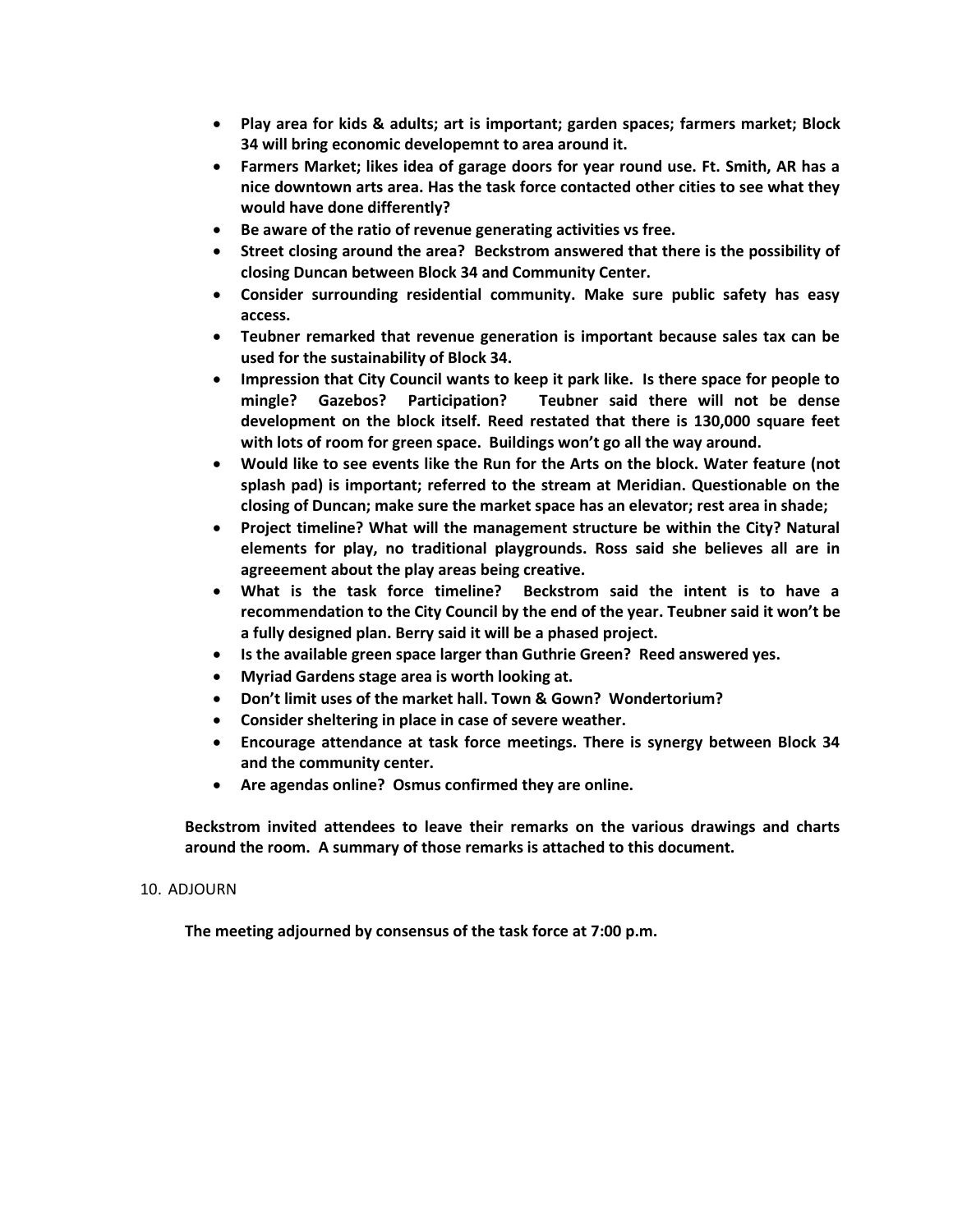- **Play area for kids & adults; art is important; garden spaces; farmers market; Block 34 will bring economic developemnt to area around it.**
- **Farmers Market; likes idea of garage doors for year round use. Ft. Smith, AR has a nice downtown arts area. Has the task force contacted other cities to see what they would have done differently?**
- **Be aware of the ratio of revenue generating activities vs free.**
- **Street closing around the area? Beckstrom answered that there is the possibility of closing Duncan between Block 34 and Community Center.**
- **Consider surrounding residential community. Make sure public safety has easy access.**
- **Teubner remarked that revenue generation is important because sales tax can be used for the sustainability of Block 34.**
- **Impression that City Council wants to keep it park like. Is there space for people to mingle? Gazebos? Participation? Teubner said there will not be dense development on the block itself. Reed restated that there is 130,000 square feet with lots of room for green space. Buildings won't go all the way around.**
- **Would like to see events like the Run for the Arts on the block. Water feature (not splash pad) is important; referred to the stream at Meridian. Questionable on the closing of Duncan; make sure the market space has an elevator; rest area in shade;**
- **Project timeline? What will the management structure be within the City? Natural elements for play, no traditional playgrounds. Ross said she believes all are in agreeement about the play areas being creative.**
- **What is the task force timeline? Beckstrom said the intent is to have a recommendation to the City Council by the end of the year. Teubner said it won't be a fully designed plan. Berry said it will be a phased project.**
- **Is the available green space larger than Guthrie Green? Reed answered yes.**
- **Myriad Gardens stage area is worth looking at.**
- **Don't limit uses of the market hall. Town & Gown? Wondertorium?**
- **Consider sheltering in place in case of severe weather.**
- **Encourage attendance at task force meetings. There is synergy between Block 34 and the community center.**
- **Are agendas online? Osmus confirmed they are online.**

**Beckstrom invited attendees to leave their remarks on the various drawings and charts around the room. A summary of those remarks is attached to this document.**

10. ADJOURN

**The meeting adjourned by consensus of the task force at 7:00 p.m.**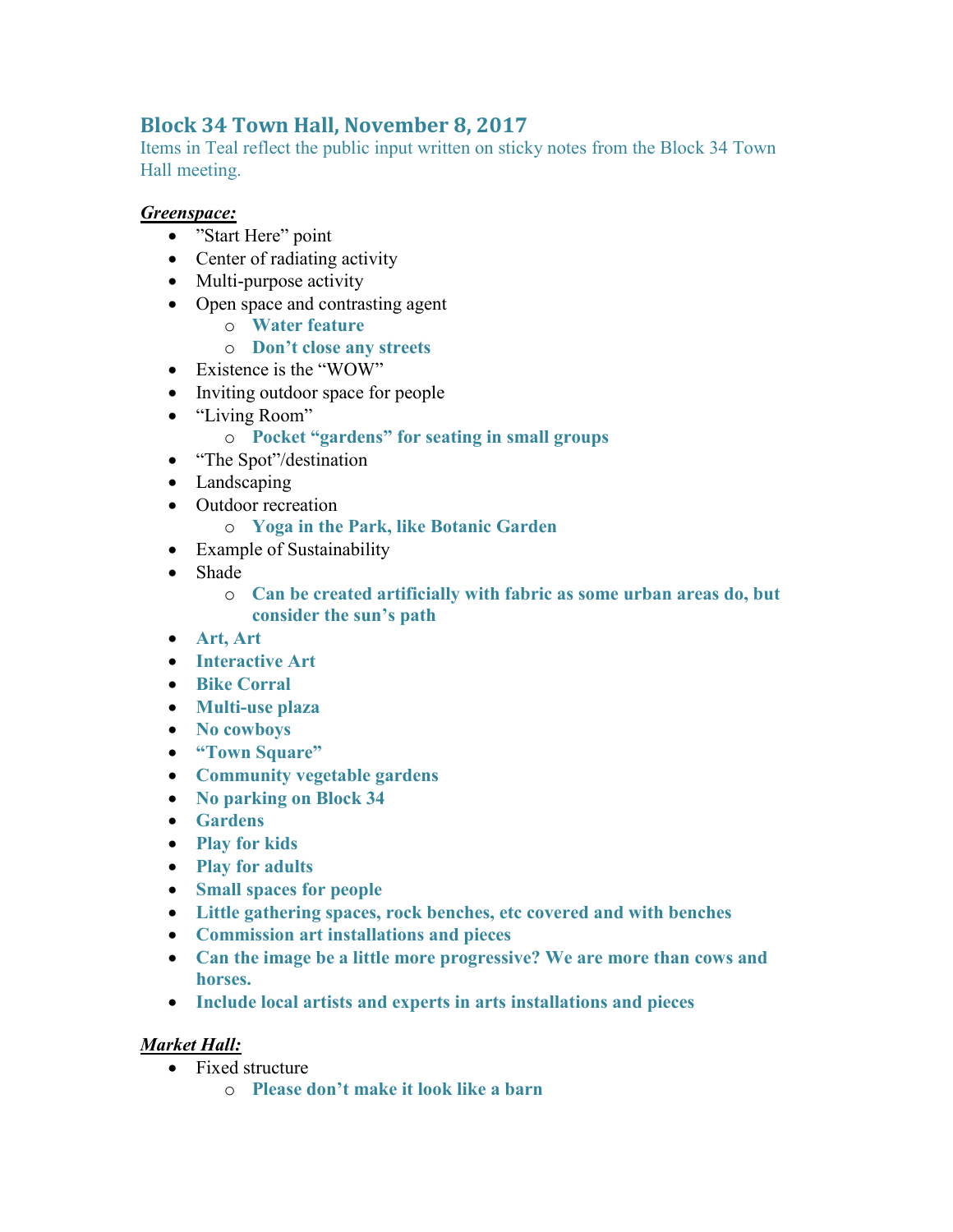## Block 34 Town Hall, November 8, 2017

Items in Teal reflect the public input written on sticky notes from the Block 34 Town Hall meeting.

***Greenspace:***

- "Start Here" point
- Center of radiating activity
- Multi-purpose activity
- Open space and contrasting agent
  - **Water feature**
  - **Don't close any streets**
- Existence is the "WOW"
- Inviting outdoor space for people
- "Living Room"
  - **Pocket "gardens" for seating in small groups**
- "The Spot"/destination
- Landscaping
- Outdoor recreation
  - **Yoga in the Park, like Botanic Garden**
- Example of Sustainability
- Shade
  - **Can be created artificially with fabric as some urban areas do, but consider the sun's path**
- **Art, Art**
- **Interactive Art**
- **Bike Corral**
- **Multi-use plaza**
- **No cowboys**
- **"Town Square"**
- **Community vegetable gardens**
- **No parking on Block 34**
- **Gardens**
- **Play for kids**
- **Play for adults**
- **Small spaces for people**
- **Little gathering spaces, rock benches, etc covered and with benches**
- **Commission art installations and pieces**
- **Can the image be a little more progressive? We are more than cows and horses.**
- **Include local artists and experts in arts installations and pieces**

***Market Hall:***

- Fixed structure
  - **Please don't make it look like a barn**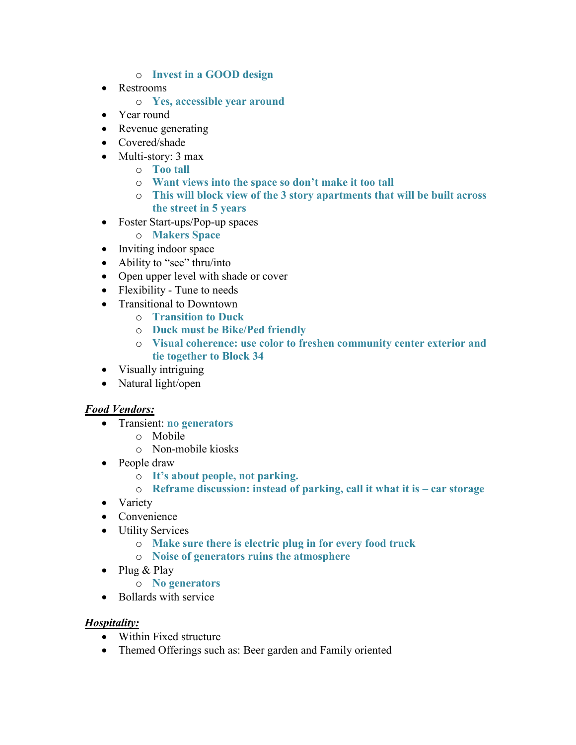- **Invest in a GOOD design**
- Restrooms
  - **Yes, accessible year around**
- Year round
- Revenue generating
- Covered/shade
- Multi-story: 3 max
  - **Too tall**
  - **Want views into the space so don't make it too tall**
  - **This will block view of the 3 story apartments that will be built across the street in 5 years**
- Foster Start-ups/Pop-up spaces
  - **Makers Space**
- Inviting indoor space
- Ability to "see" thru/into
- Open upper level with shade or cover
- Flexibility - Tune to needs
- Transitional to Downtown
  - **Transition to Duck**
  - **Duck must be Bike/Ped friendly**
  - **Visual coherence: use color to freshen community center exterior and tie together to Block 34**
- Visually intriguing
- Natural light/open

***Food Vendors:***

- Transient: **no generators**
  - Mobile
  - Non-mobile kiosks
- People draw
  - **It's about people, not parking.**
  - **Reframe discussion: instead of parking, call it what it is – car storage**
- Variety
- Convenience
- Utility Services
  - **Make sure there is electric plug in for every food truck**
  - **Noise of generators ruins the atmosphere**
- Plug & Play
  - **No generators**
- Bollards with service

***Hospitality:***

- Within Fixed structure
- Themed Offerings such as: Beer garden and Family oriented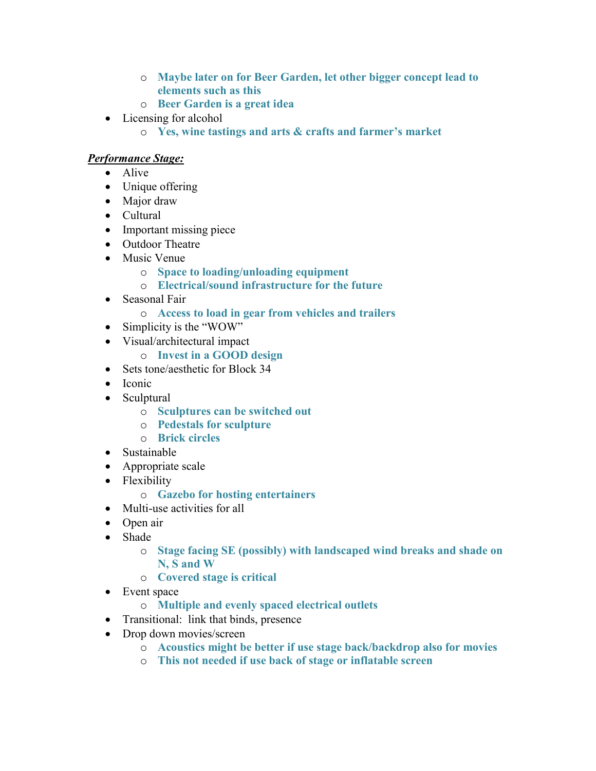- **Maybe later on for Beer Garden, let other bigger concept lead to elements such as this**
  - **Beer Garden is a great idea**
- Licensing for alcohol
  - **Yes, wine tastings and arts & crafts and farmer's market**

***Performance Stage:***

- Alive
- Unique offering
- Major draw
- Cultural
- Important missing piece
- Outdoor Theatre
- Music Venue
  - **Space to loading/unloading equipment**
  - **Electrical/sound infrastructure for the future**
- Seasonal Fair
  - **Access to load in gear from vehicles and trailers**
- Simplicity is the "WOW"
- Visual/architectural impact
  - **Invest in a GOOD design**
- Sets tone/aesthetic for Block 34
- Iconic
- Sculptural
  - **Sculptures can be switched out**
  - **Pedestals for sculpture**
  - **Brick circles**
- Sustainable
- Appropriate scale
- Flexibility
  - **Gazebo for hosting entertainers**
- Multi-use activities for all
- Open air
- Shade
  - **Stage facing SE (possibly) with landscaped wind breaks and shade on N, S and W**
  - **Covered stage is critical**
- Event space
  - **Multiple and evenly spaced electrical outlets**
- Transitional: link that binds, presence
- Drop down movies/screen
  - **Acoustics might be better if use stage back/backdrop also for movies**
  - **This not needed if use back of stage or inflatable screen**